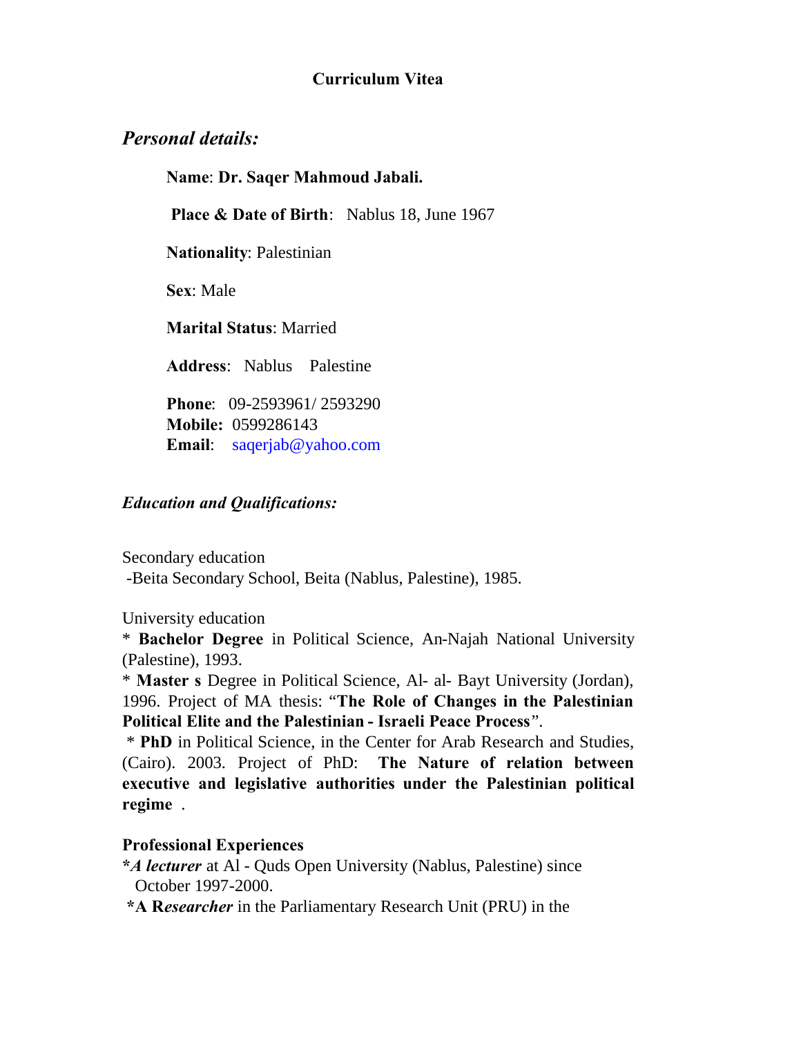**Curriculum Vitea**

## *Personal details:*

**Name**: **Dr. Saqer Mahmoud Jabali.**

**Place & Date of Birth**: Nablus 18, June 1967

**Nationality**: Palestinian

**Sex**: Male

**Marital Status**: Married

**Address**: Nablus Palestine

**Phone**: 09-2593961/ 2593290
**Mobile:** 0599286143
**Email**: saqerjab@yahoo.com

## *Education and Qualifications:*

Secondary education
-Beita Secondary School, Beita (Nablus, Palestine), 1985.

University education
* **Bachelor Degree** in Political Science, An-Najah National University (Palestine), 1993.
* **Master s** Degree in Political Science, Al- al- Bayt University (Jordan), 1996. Project of MA thesis: "**The Role of Changes in the Palestinian Political Elite and the Palestinian - Israeli Peace Process**".
* **PhD** in Political Science, in the Center for Arab Research and Studies, (Cairo). 2003. Project of PhD: **The Nature of relation between executive and legislative authorities under the Palestinian political regime** .

**Professional Experiences**
***A lecturer*** at Al - Quds Open University (Nablus, Palestine) since October 1997-2000.
***A R*esearcher** in the Parliamentary Research Unit (PRU) in the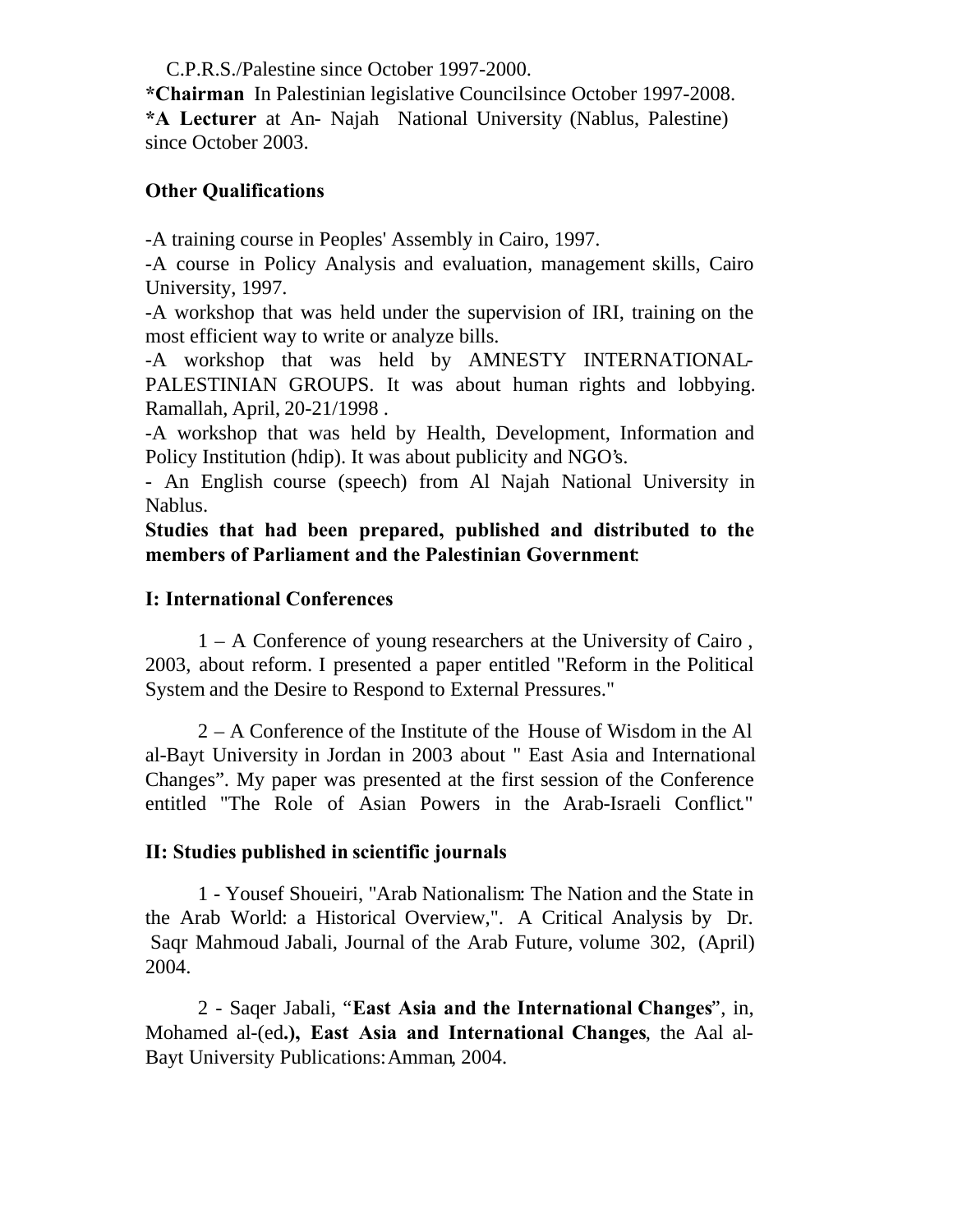C.P.R.S./Palestine since October 1997-2000.
**\*Chairman** In Palestinian legislative Councilsince October 1997-2008.
**\*A Lecturer** at An- Najah National University (Nablus, Palestine) since October 2003.

**Other Qualifications**

-A training course in Peoples' Assembly in Cairo, 1997.
-A course in Policy Analysis and evaluation, management skills, Cairo University, 1997.
-A workshop that was held under the supervision of IRI, training on the most efficient way to write or analyze bills.
-A workshop that was held by AMNESTY INTERNATIONAL-PALESTINIAN GROUPS. It was about human rights and lobbying. Ramallah, April, 20-21/1998 .
-A workshop that was held by Health, Development, Information and Policy Institution (hdip). It was about publicity and NGO's.
- An English course (speech) from Al Najah National University in Nablus.

**Studies that had been prepared, published and distributed to the members of Parliament and the Palestinian Government**:

**I: International Conferences**

1 – A Conference of young researchers at the University of Cairo , 2003, about reform. I presented a paper entitled "Reform in the Political System and the Desire to Respond to External Pressures."

2 – A Conference of the Institute of the House of Wisdom in the Al al-Bayt University in Jordan in 2003 about " East Asia and International Changes". My paper was presented at the first session of the Conference entitled "The Role of Asian Powers in the Arab-Israeli Conflict."

**II: Studies published in scientific journals**

1 - Yousef Shoueiri, "Arab Nationalism: The Nation and the State in the Arab World: a Historical Overview,". A Critical Analysis by Dr. Saqr Mahmoud Jabali, Journal of the Arab Future, volume 302, (April) 2004.

2 - Saqer Jabali, "**East Asia and the International Changes**", in, Mohamed al-(ed**.), East Asia and International Changes**, the Aal al-Bayt University Publications: Amman, 2004.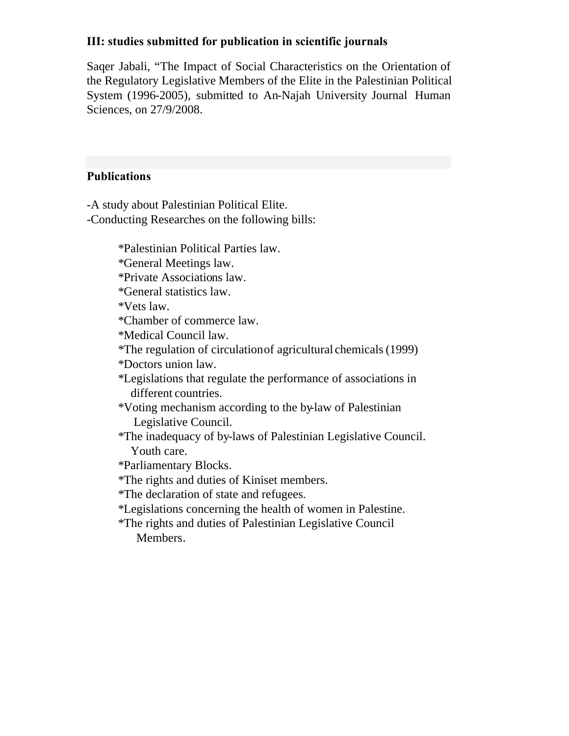**III: studies submitted for publication in scientific journals**

Saqer Jabali, “The Impact of Social Characteristics on the Orientation of the Regulatory Legislative Members of the Elite in the Palestinian Political System (1996-2005), submitted to An-Najah University Journal Human Sciences, on 27/9/2008.

**Publications**

-A study about Palestinian Political Elite.
-Conducting Researches on the following bills:

*Palestinian Political Parties law.
*General Meetings law.
*Private Associations law.
*General statistics law.
*Vets law.
*Chamber of commerce law.
*Medical Council law.
*The regulation of circulation of agricultural chemicals (1999)
*Doctors union law.
*Legislations that regulate the performance of associations in different countries.
*Voting mechanism according to the by-law of Palestinian Legislative Council.
*The inadequacy of by-laws of Palestinian Legislative Council. Youth care.
*Parliamentary Blocks.
*The rights and duties of Kiniset members.
*The declaration of state and refugees.
*Legislations concerning the health of women in Palestine.
*The rights and duties of Palestinian Legislative Council Members.